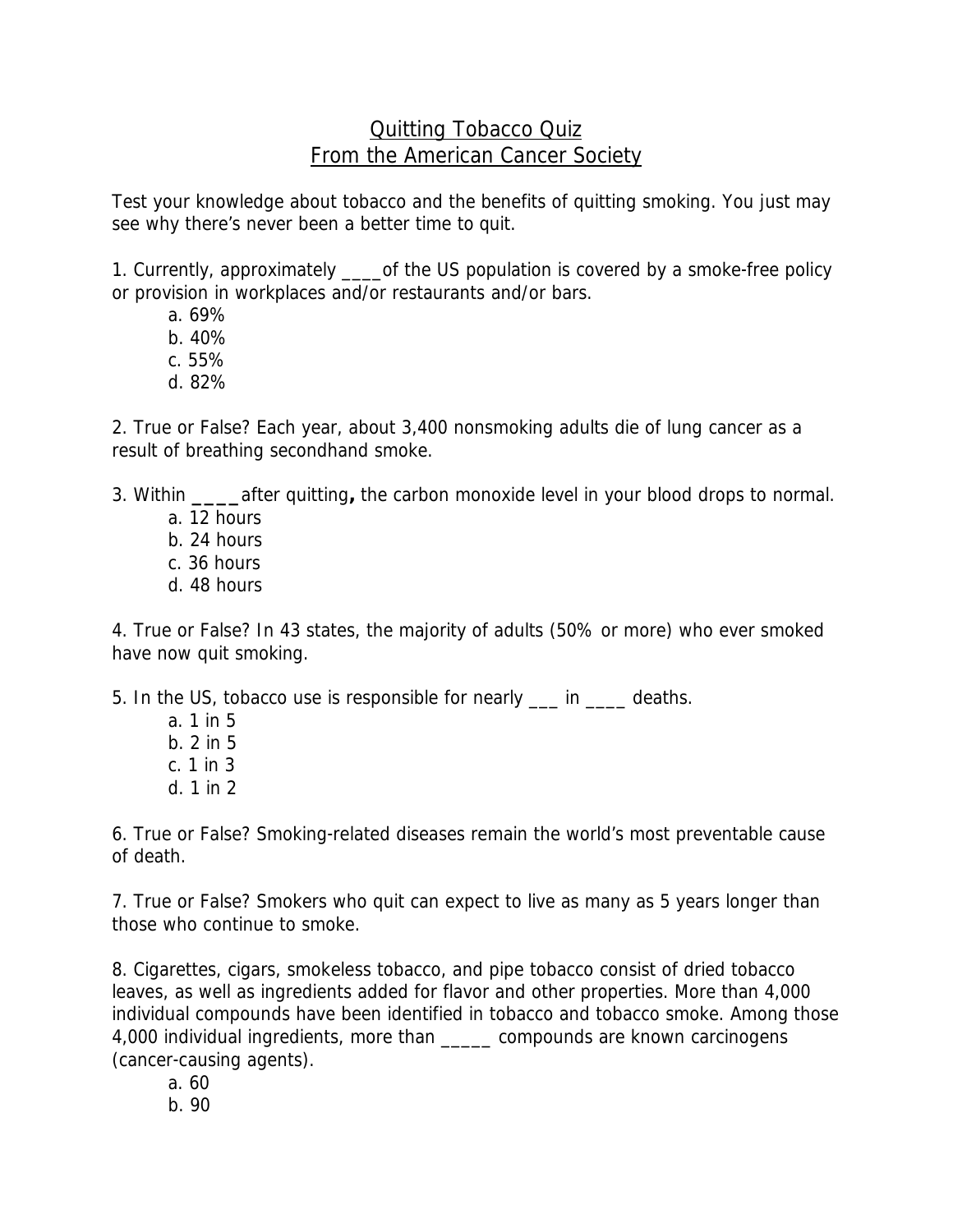# Quitting Tobacco Quiz
## From the American Cancer Society

Test your knowledge about tobacco and the benefits of quitting smoking. You just may see why there's never been a better time to quit.

1. Currently, approximately ____of the US population is covered by a smoke-free policy or provision in workplaces and/or restaurants and/or bars.
   a. 69%
   b. 40%
   c. 55%
   d. 82%

2. True or False? Each year, about 3,400 nonsmoking adults die of lung cancer as a result of breathing secondhand smoke.

3. Within ____after quitting**,** the carbon monoxide level in your blood drops to normal.
   a. 12 hours
   b. 24 hours
   c. 36 hours
   d. 48 hours

4. True or False? In 43 states, the majority of adults (50% or more) who ever smoked have now quit smoking.

5. In the US, tobacco use is responsible for nearly ___ in ____ deaths.
   a. 1 in 5
   b. 2 in 5
   c. 1 in 3
   d. 1 in 2

6. True or False? Smoking-related diseases remain the world's most preventable cause of death.

7. True or False? Smokers who quit can expect to live as many as 5 years longer than those who continue to smoke.

8. Cigarettes, cigars, smokeless tobacco, and pipe tobacco consist of dried tobacco leaves, as well as ingredients added for flavor and other properties. More than 4,000 individual compounds have been identified in tobacco and tobacco smoke. Among those 4,000 individual ingredients, more than _____ compounds are known carcinogens (cancer-causing agents).
   a. 60
   b. 90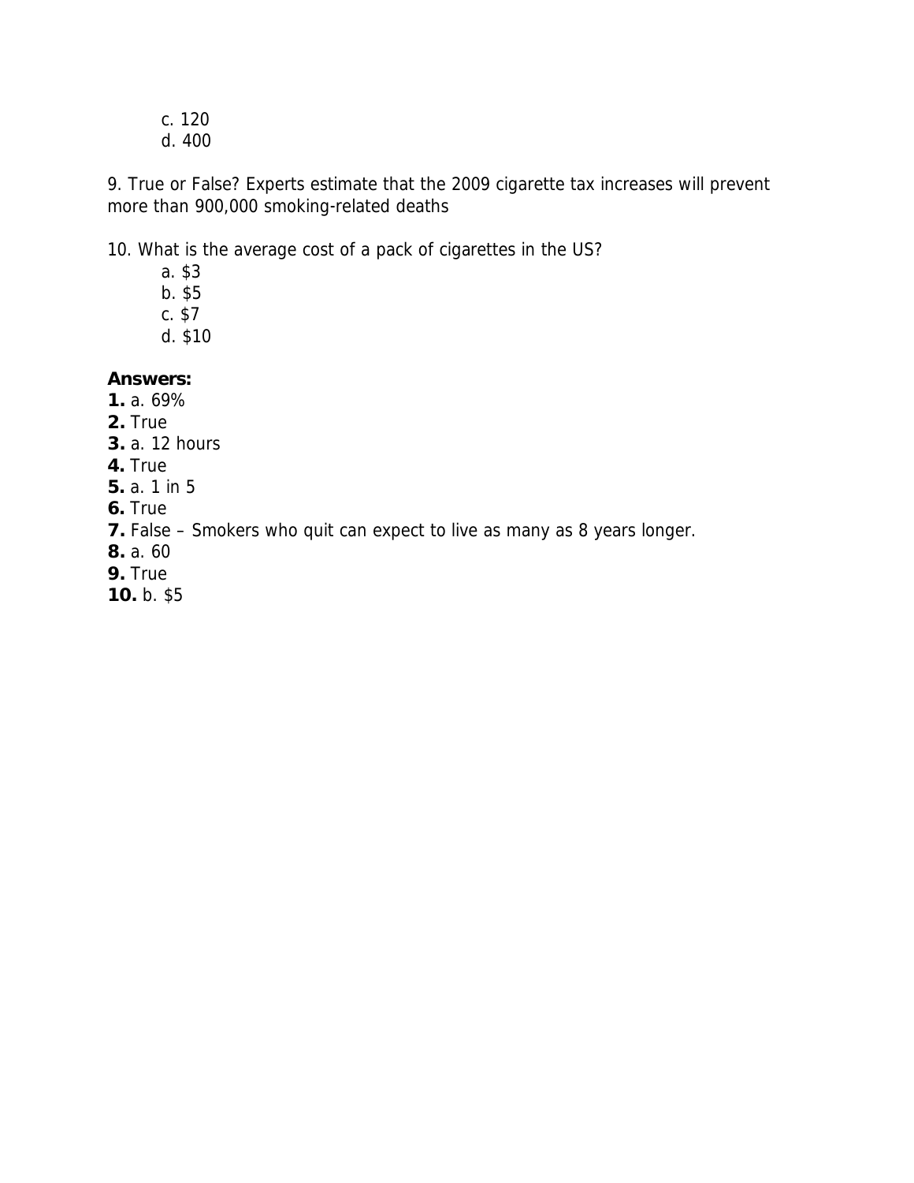c. 120
   d. 400

9. True or False? Experts estimate that the 2009 cigarette tax increases will prevent more than 900,000 smoking-related deaths

10. What is the average cost of a pack of cigarettes in the US?
   a. $3
   b. $5
   c. $7
   d. $10

**Answers:**
**1.** a. 69%
**2.** True
**3.** a. 12 hours
**4.** True
**5.** a. 1 in 5
**6.** True
**7.** False – Smokers who quit can expect to live as many as 8 years longer.
**8.** a. 60
**9.** True
**10.** b. $5